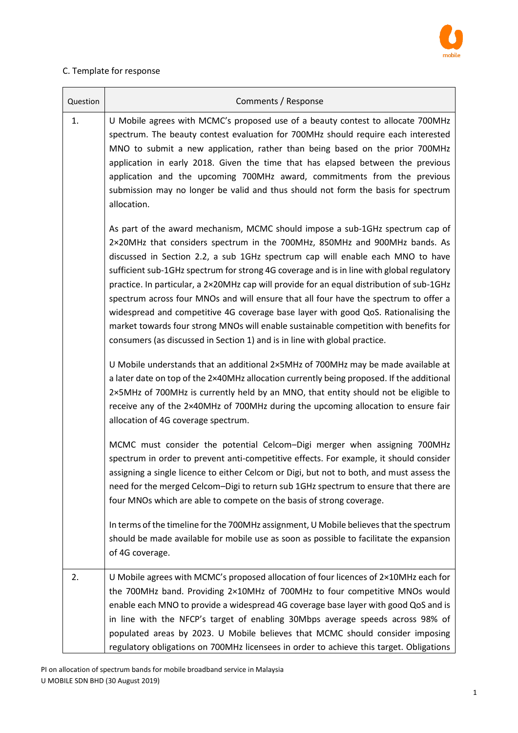C. Template for response

| Question | Comments / Response |
|---|---|
| 1. | U Mobile agrees with MCMC's proposed use of a beauty contest to allocate 700MHz spectrum. The beauty contest evaluation for 700MHz should require each interested MNO to submit a new application, rather than being based on the prior 700MHz application in early 2018. Given the time that has elapsed between the previous application and the upcoming 700MHz award, commitments from the previous submission may no longer be valid and thus should not form the basis for spectrum allocation.<br><br>As part of the award mechanism, MCMC should impose a sub-1GHz spectrum cap of 2×20MHz that considers spectrum in the 700MHz, 850MHz and 900MHz bands. As discussed in Section 2.2, a sub 1GHz spectrum cap will enable each MNO to have sufficient sub-1GHz spectrum for strong 4G coverage and is in line with global regulatory practice. In particular, a 2×20MHz cap will provide for an equal distribution of sub-1GHz spectrum across four MNOs and will ensure that all four have the spectrum to offer a widespread and competitive 4G coverage base layer with good QoS. Rationalising the market towards four strong MNOs will enable sustainable competition with benefits for consumers (as discussed in Section 1) and is in line with global practice.<br><br>U Mobile understands that an additional 2×5MHz of 700MHz may be made available at a later date on top of the 2×40MHz allocation currently being proposed. If the additional 2×5MHz of 700MHz is currently held by an MNO, that entity should not be eligible to receive any of the 2×40MHz of 700MHz during the upcoming allocation to ensure fair allocation of 4G coverage spectrum.<br><br>MCMC must consider the potential Celcom–Digi merger when assigning 700MHz spectrum in order to prevent anti-competitive effects. For example, it should consider assigning a single licence to either Celcom or Digi, but not to both, and must assess the need for the merged Celcom–Digi to return sub 1GHz spectrum to ensure that there are four MNOs which are able to compete on the basis of strong coverage.<br><br>In terms of the timeline for the 700MHz assignment, U Mobile believes that the spectrum should be made available for mobile use as soon as possible to facilitate the expansion of 4G coverage. |
| 2. | U Mobile agrees with MCMC's proposed allocation of four licences of 2×10MHz each for the 700MHz band. Providing 2×10MHz of 700MHz to four competitive MNOs would enable each MNO to provide a widespread 4G coverage base layer with good QoS and is in line with the NFCP's target of enabling 30Mbps average speeds across 98% of populated areas by 2023. U Mobile believes that MCMC should consider imposing regulatory obligations on 700MHz licensees in order to achieve this target. Obligations |

PI on allocation of spectrum bands for mobile broadband service in Malaysia
U MOBILE SDN BHD (30 August 2019)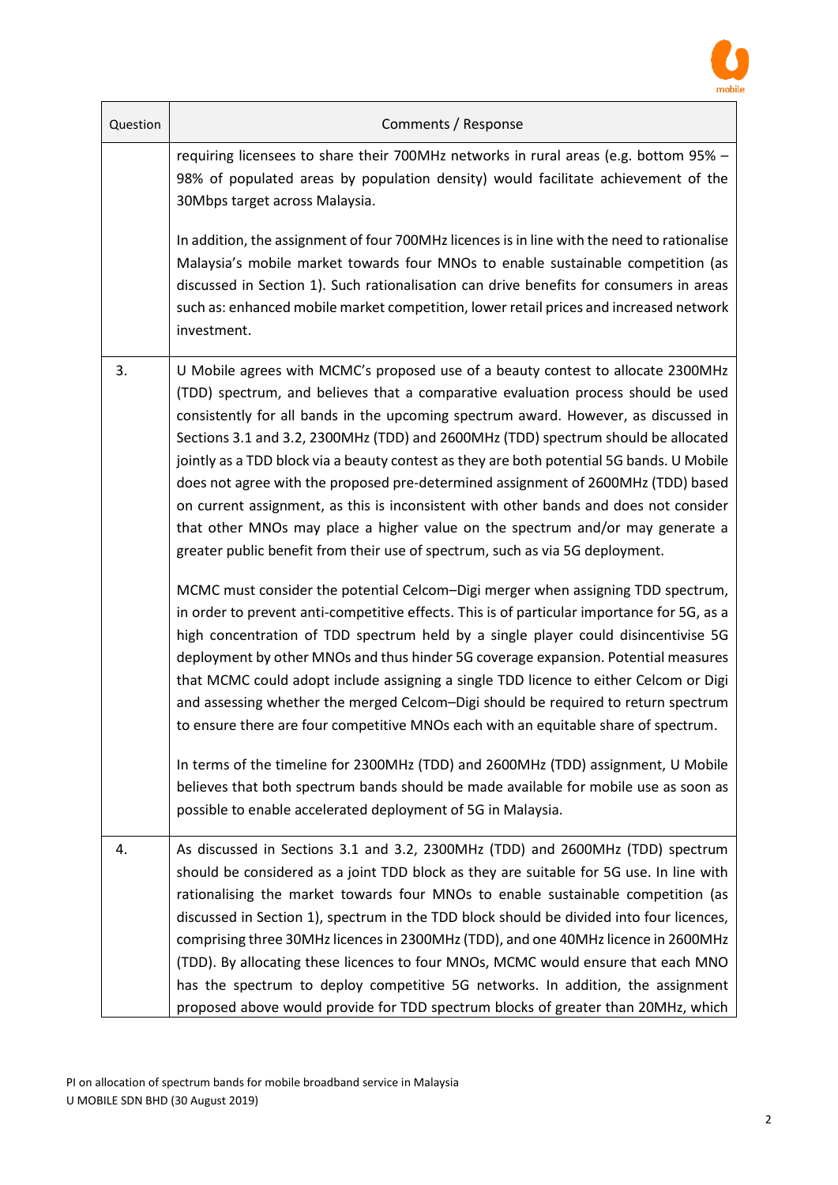| Question | Comments / Response |
| --- | --- |
| | requiring licensees to share their 700MHz networks in rural areas (e.g. bottom 95% – 98% of populated areas by population density) would facilitate achievement of the 30Mbps target across Malaysia.<br><br>In addition, the assignment of four 700MHz licences is in line with the need to rationalise Malaysia's mobile market towards four MNOs to enable sustainable competition (as discussed in Section 1). Such rationalisation can drive benefits for consumers in areas such as: enhanced mobile market competition, lower retail prices and increased network investment. |
| 3. | U Mobile agrees with MCMC's proposed use of a beauty contest to allocate 2300MHz (TDD) spectrum, and believes that a comparative evaluation process should be used consistently for all bands in the upcoming spectrum award. However, as discussed in Sections 3.1 and 3.2, 2300MHz (TDD) and 2600MHz (TDD) spectrum should be allocated jointly as a TDD block via a beauty contest as they are both potential 5G bands. U Mobile does not agree with the proposed pre-determined assignment of 2600MHz (TDD) based on current assignment, as this is inconsistent with other bands and does not consider that other MNOs may place a higher value on the spectrum and/or may generate a greater public benefit from their use of spectrum, such as via 5G deployment.<br><br>MCMC must consider the potential Celcom–Digi merger when assigning TDD spectrum, in order to prevent anti-competitive effects. This is of particular importance for 5G, as a high concentration of TDD spectrum held by a single player could disincentivise 5G deployment by other MNOs and thus hinder 5G coverage expansion. Potential measures that MCMC could adopt include assigning a single TDD licence to either Celcom or Digi and assessing whether the merged Celcom–Digi should be required to return spectrum to ensure there are four competitive MNOs each with an equitable share of spectrum.<br><br>In terms of the timeline for 2300MHz (TDD) and 2600MHz (TDD) assignment, U Mobile believes that both spectrum bands should be made available for mobile use as soon as possible to enable accelerated deployment of 5G in Malaysia. |
| 4. | As discussed in Sections 3.1 and 3.2, 2300MHz (TDD) and 2600MHz (TDD) spectrum should be considered as a joint TDD block as they are suitable for 5G use. In line with rationalising the market towards four MNOs to enable sustainable competition (as discussed in Section 1), spectrum in the TDD block should be divided into four licences, comprising three 30MHz licences in 2300MHz (TDD), and one 40MHz licence in 2600MHz (TDD). By allocating these licences to four MNOs, MCMC would ensure that each MNO has the spectrum to deploy competitive 5G networks. In addition, the assignment proposed above would provide for TDD spectrum blocks of greater than 20MHz, which |

PI on allocation of spectrum bands for mobile broadband service in Malaysia
U MOBILE SDN BHD (30 August 2019)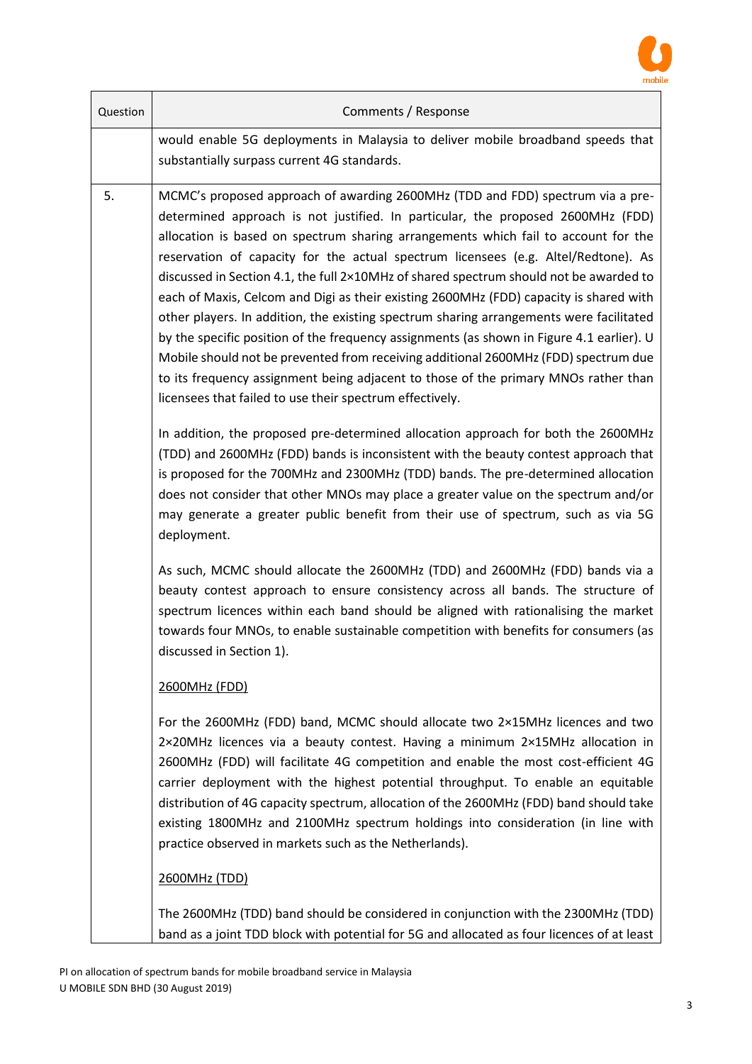| Question | Comments / Response |
|---|---|
| | would enable 5G deployments in Malaysia to deliver mobile broadband speeds that substantially surpass current 4G standards. |
| 5. | MCMC's proposed approach of awarding 2600MHz (TDD and FDD) spectrum via a pre-determined approach is not justified. In particular, the proposed 2600MHz (FDD) allocation is based on spectrum sharing arrangements which fail to account for the reservation of capacity for the actual spectrum licensees (e.g. Altel/Redtone). As discussed in Section 4.1, the full 2×10MHz of shared spectrum should not be awarded to each of Maxis, Celcom and Digi as their existing 2600MHz (FDD) capacity is shared with other players. In addition, the existing spectrum sharing arrangements were facilitated by the specific position of the frequency assignments (as shown in Figure 4.1 earlier). U Mobile should not be prevented from receiving additional 2600MHz (FDD) spectrum due to its frequency assignment being adjacent to those of the primary MNOs rather than licensees that failed to use their spectrum effectively.<br><br>In addition, the proposed pre-determined allocation approach for both the 2600MHz (TDD) and 2600MHz (FDD) bands is inconsistent with the beauty contest approach that is proposed for the 700MHz and 2300MHz (TDD) bands. The pre-determined allocation does not consider that other MNOs may place a greater value on the spectrum and/or may generate a greater public benefit from their use of spectrum, such as via 5G deployment.<br><br>As such, MCMC should allocate the 2600MHz (TDD) and 2600MHz (FDD) bands via a beauty contest approach to ensure consistency across all bands. The structure of spectrum licences within each band should be aligned with rationalising the market towards four MNOs, to enable sustainable competition with benefits for consumers (as discussed in Section 1).<br><br><u>2600MHz (FDD)</u><br><br>For the 2600MHz (FDD) band, MCMC should allocate two 2×15MHz licences and two 2×20MHz licences via a beauty contest. Having a minimum 2×15MHz allocation in 2600MHz (FDD) will facilitate 4G competition and enable the most cost-efficient 4G carrier deployment with the highest potential throughput. To enable an equitable distribution of 4G capacity spectrum, allocation of the 2600MHz (FDD) band should take existing 1800MHz and 2100MHz spectrum holdings into consideration (in line with practice observed in markets such as the Netherlands).<br><br><u>2600MHz (TDD)</u><br><br>The 2600MHz (TDD) band should be considered in conjunction with the 2300MHz (TDD) band as a joint TDD block with potential for 5G and allocated as four licences of at least |

PI on allocation of spectrum bands for mobile broadband service in Malaysia
U MOBILE SDN BHD (30 August 2019)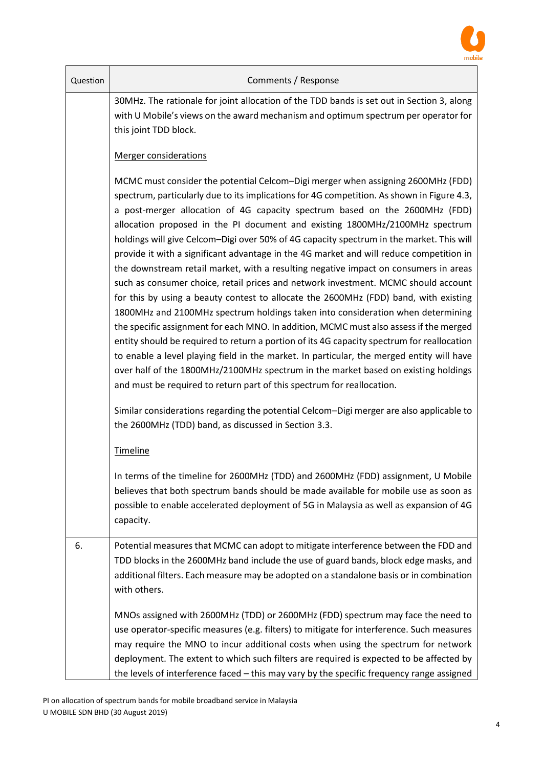| Question | Comments / Response |
|---|---|
| | 30MHz. The rationale for joint allocation of the TDD bands is set out in Section 3, along with U Mobile's views on the award mechanism and optimum spectrum per operator for this joint TDD block.<br><br><u>Merger considerations</u><br><br>MCMC must consider the potential Celcom–Digi merger when assigning 2600MHz (FDD) spectrum, particularly due to its implications for 4G competition. As shown in Figure 4.3, a post-merger allocation of 4G capacity spectrum based on the 2600MHz (FDD) allocation proposed in the PI document and existing 1800MHz/2100MHz spectrum holdings will give Celcom–Digi over 50% of 4G capacity spectrum in the market. This will provide it with a significant advantage in the 4G market and will reduce competition in the downstream retail market, with a resulting negative impact on consumers in areas such as consumer choice, retail prices and network investment. MCMC should account for this by using a beauty contest to allocate the 2600MHz (FDD) band, with existing 1800MHz and 2100MHz spectrum holdings taken into consideration when determining the specific assignment for each MNO. In addition, MCMC must also assess if the merged entity should be required to return a portion of its 4G capacity spectrum for reallocation to enable a level playing field in the market. In particular, the merged entity will have over half of the 1800MHz/2100MHz spectrum in the market based on existing holdings and must be required to return part of this spectrum for reallocation.<br><br>Similar considerations regarding the potential Celcom–Digi merger are also applicable to the 2600MHz (TDD) band, as discussed in Section 3.3.<br><br><u>Timeline</u><br><br>In terms of the timeline for 2600MHz (TDD) and 2600MHz (FDD) assignment, U Mobile believes that both spectrum bands should be made available for mobile use as soon as possible to enable accelerated deployment of 5G in Malaysia as well as expansion of 4G capacity. |
| 6. | Potential measures that MCMC can adopt to mitigate interference between the FDD and TDD blocks in the 2600MHz band include the use of guard bands, block edge masks, and additional filters. Each measure may be adopted on a standalone basis or in combination with others.<br><br>MNOs assigned with 2600MHz (TDD) or 2600MHz (FDD) spectrum may face the need to use operator-specific measures (e.g. filters) to mitigate for interference. Such measures may require the MNO to incur additional costs when using the spectrum for network deployment. The extent to which such filters are required is expected to be affected by the levels of interference faced – this may vary by the specific frequency range assigned |

PI on allocation of spectrum bands for mobile broadband service in Malaysia
U MOBILE SDN BHD (30 August 2019)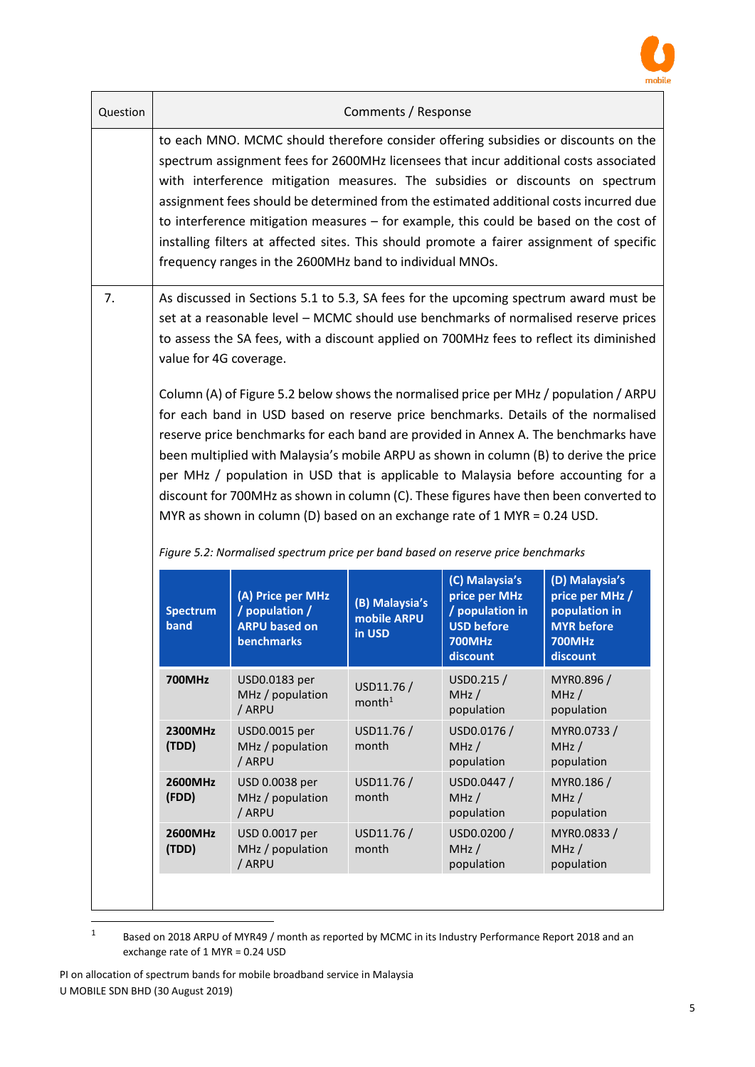| Question | Comments / Response |
|---|---|
| | to each MNO. MCMC should therefore consider offering subsidies or discounts on the spectrum assignment fees for 2600MHz licensees that incur additional costs associated with interference mitigation measures. The subsidies or discounts on spectrum assignment fees should be determined from the estimated additional costs incurred due to interference mitigation measures – for example, this could be based on the cost of installing filters at affected sites. This should promote a fairer assignment of specific frequency ranges in the 2600MHz band to individual MNOs. |
| 7. | As discussed in Sections 5.1 to 5.3, SA fees for the upcoming spectrum award must be set at a reasonable level – MCMC should use benchmarks of normalised reserve prices to assess the SA fees, with a discount applied on 700MHz fees to reflect its diminished value for 4G coverage.<br><br>Column (A) of Figure 5.2 below shows the normalised price per MHz / population / ARPU for each band in USD based on reserve price benchmarks. Details of the normalised reserve price benchmarks for each band are provided in Annex A. The benchmarks have been multiplied with Malaysia's mobile ARPU as shown in column (B) to derive the price per MHz / population in USD that is applicable to Malaysia before accounting for a discount for 700MHz as shown in column (C). These figures have then been converted to MYR as shown in column (D) based on an exchange rate of 1 MYR = 0.24 USD. |

*Figure 5.2: Normalised spectrum price per band based on reserve price benchmarks*

| Spectrum band | (A) Price per MHz / population / ARPU based on benchmarks | (B) Malaysia's mobile ARPU in USD | (C) Malaysia's price per MHz / population in USD before 700MHz discount | (D) Malaysia's price per MHz / population in MYR before 700MHz discount |
|---|---|---|---|---|
| **700MHz** | USD0.0183 per MHz / population / ARPU | USD11.76 / month[1] | USD0.215 / MHz / population | MYR0.896 / MHz / population |
| **2300MHz (TDD)** | USD0.0015 per MHz / population / ARPU | USD11.76 / month | USD0.0176 / MHz / population | MYR0.0733 / MHz / population |
| **2600MHz (FDD)** | USD 0.0038 per MHz / population / ARPU | USD11.76 / month | USD0.0447 / MHz / population | MYR0.186 / MHz / population |
| **2600MHz (TDD)** | USD 0.0017 per MHz / population / ARPU | USD11.76 / month | USD0.0200 / MHz / population | MYR0.0833 / MHz / population |

[1] Based on 2018 ARPU of MYR49 / month as reported by MCMC in its Industry Performance Report 2018 and an exchange rate of 1 MYR = 0.24 USD

PI on allocation of spectrum bands for mobile broadband service in Malaysia
U MOBILE SDN BHD (30 August 2019)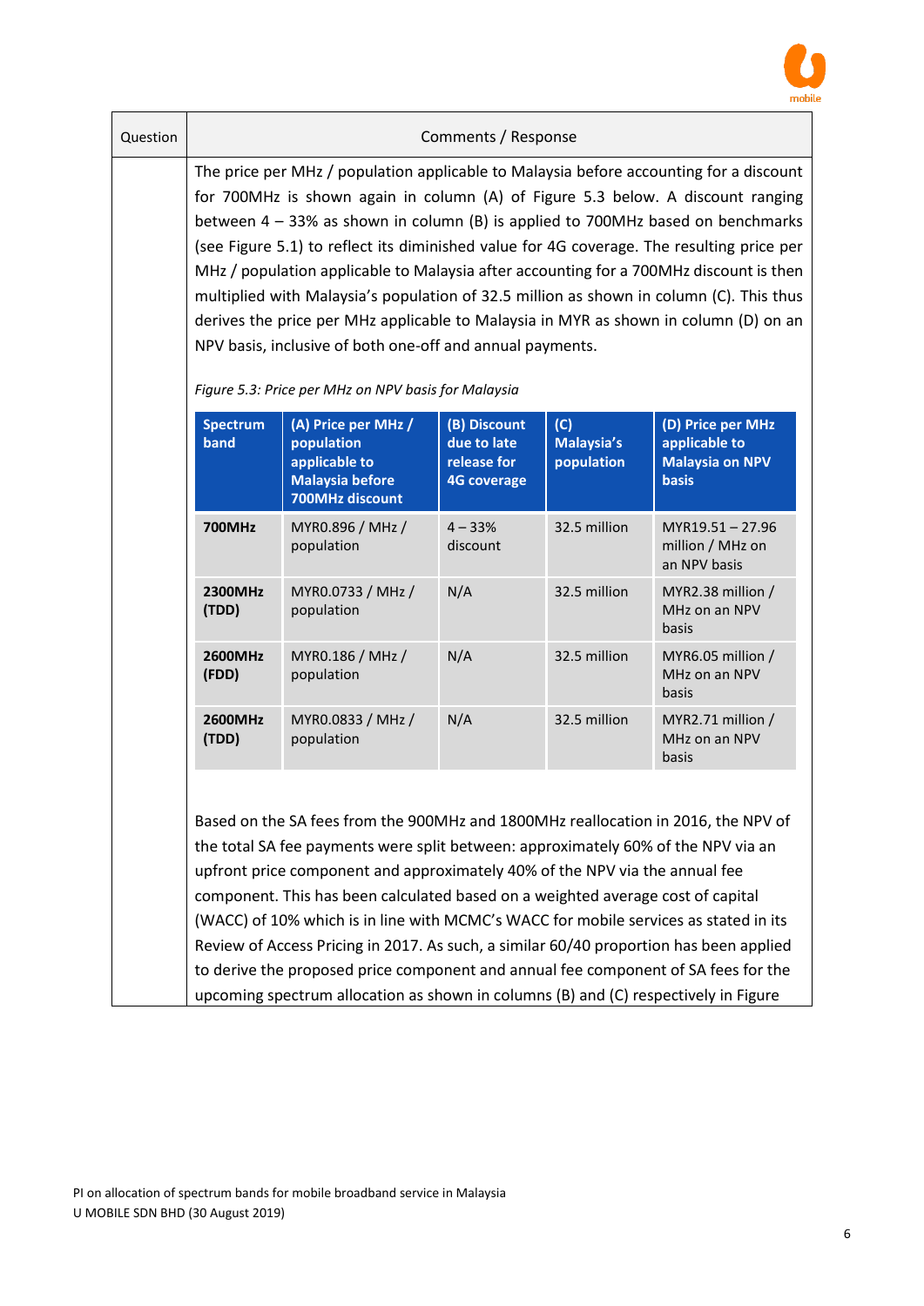| Question | Comments / Response |
|---|---|
| | The price per MHz / population applicable to Malaysia before accounting for a discount for 700MHz is shown again in column (A) of Figure 5.3 below. A discount ranging between 4 – 33% as shown in column (B) is applied to 700MHz based on benchmarks (see Figure 5.1) to reflect its diminished value for 4G coverage. The resulting price per MHz / population applicable to Malaysia after accounting for a 700MHz discount is then multiplied with Malaysia's population of 32.5 million as shown in column (C). This thus derives the price per MHz applicable to Malaysia in MYR as shown in column (D) on an NPV basis, inclusive of both one-off and annual payments. |

*Figure 5.3: Price per MHz on NPV basis for Malaysia*

| Spectrum band | (A) Price per MHz / population applicable to Malaysia before 700MHz discount | (B) Discount due to late release for 4G coverage | (C) Malaysia's population | (D) Price per MHz applicable to Malaysia on NPV basis |
|---|---|---|---|---|
| **700MHz** | MYR0.896 / MHz / population | 4 – 33% discount | 32.5 million | MYR19.51 – 27.96 million / MHz on an NPV basis |
| **2300MHz (TDD)** | MYR0.0733 / MHz / population | N/A | 32.5 million | MYR2.38 million / MHz on an NPV basis |
| **2600MHz (FDD)** | MYR0.186 / MHz / population | N/A | 32.5 million | MYR6.05 million / MHz on an NPV basis |
| **2600MHz (TDD)** | MYR0.0833 / MHz / population | N/A | 32.5 million | MYR2.71 million / MHz on an NPV basis |

Based on the SA fees from the 900MHz and 1800MHz reallocation in 2016, the NPV of the total SA fee payments were split between: approximately 60% of the NPV via an upfront price component and approximately 40% of the NPV via the annual fee component. This has been calculated based on a weighted average cost of capital (WACC) of 10% which is in line with MCMC's WACC for mobile services as stated in its Review of Access Pricing in 2017. As such, a similar 60/40 proportion has been applied to derive the proposed price component and annual fee component of SA fees for the upcoming spectrum allocation as shown in columns (B) and (C) respectively in Figure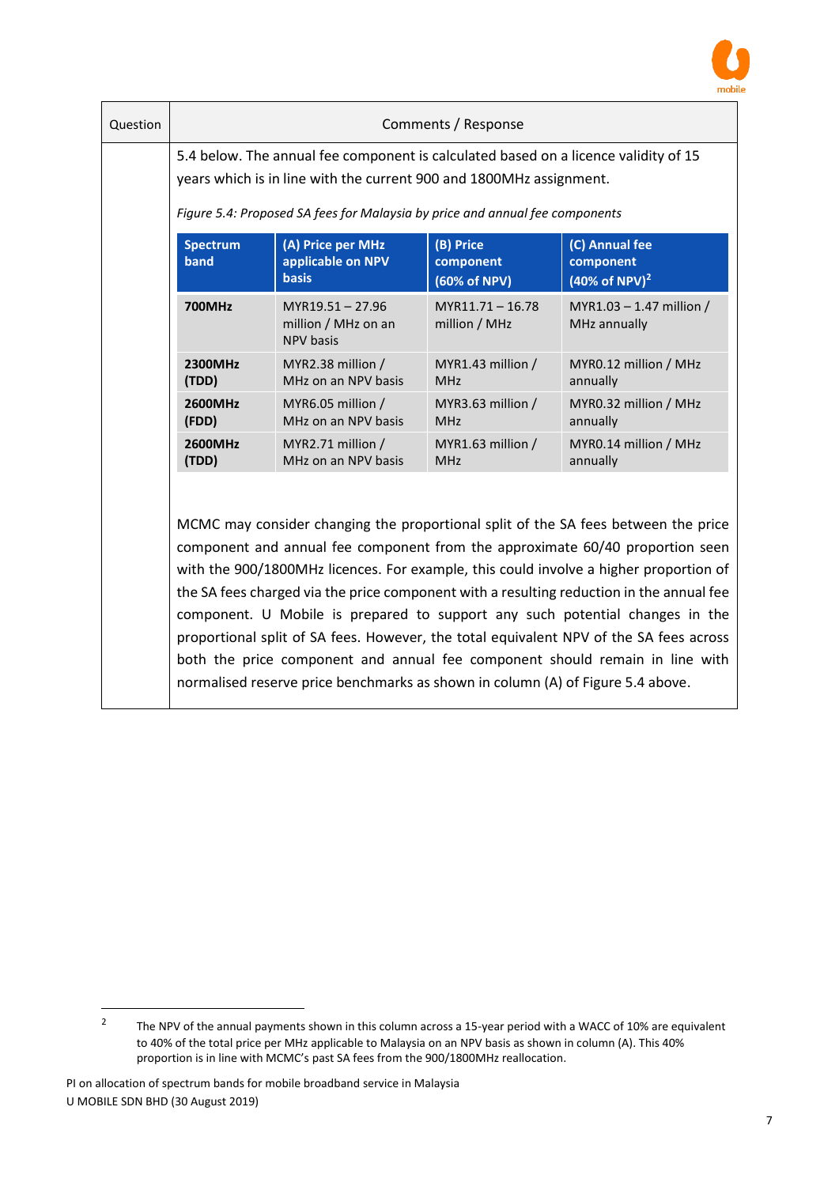| Question | Comments / Response |
|---|---|
| | 5.4 below. The annual fee component is calculated based on a licence validity of 15 years which is in line with the current 900 and 1800MHz assignment. |

*Figure 5.4: Proposed SA fees for Malaysia by price and annual fee components*

| Spectrum band | (A) Price per MHz applicable on NPV basis | (B) Price component (60% of NPV) | (C) Annual fee component (40% of NPV)[2] |
|---|---|---|---|
| **700MHz** | MYR19.51 – 27.96 million / MHz on an NPV basis | MYR11.71 – 16.78 million / MHz | MYR1.03 – 1.47 million / MHz annually |
| **2300MHz (TDD)** | MYR2.38 million / MHz on an NPV basis | MYR1.43 million / MHz | MYR0.12 million / MHz annually |
| **2600MHz (FDD)** | MYR6.05 million / MHz on an NPV basis | MYR3.63 million / MHz | MYR0.32 million / MHz annually |
| **2600MHz (TDD)** | MYR2.71 million / MHz on an NPV basis | MYR1.63 million / MHz | MYR0.14 million / MHz annually |

MCMC may consider changing the proportional split of the SA fees between the price component and annual fee component from the approximate 60/40 proportion seen with the 900/1800MHz licences. For example, this could involve a higher proportion of the SA fees charged via the price component with a resulting reduction in the annual fee component. U Mobile is prepared to support any such potential changes in the proportional split of SA fees. However, the total equivalent NPV of the SA fees across both the price component and annual fee component should remain in line with normalised reserve price benchmarks as shown in column (A) of Figure 5.4 above.

[2] The NPV of the annual payments shown in this column across a 15-year period with a WACC of 10% are equivalent to 40% of the total price per MHz applicable to Malaysia on an NPV basis as shown in column (A). This 40% proportion is in line with MCMC's past SA fees from the 900/1800MHz reallocation.